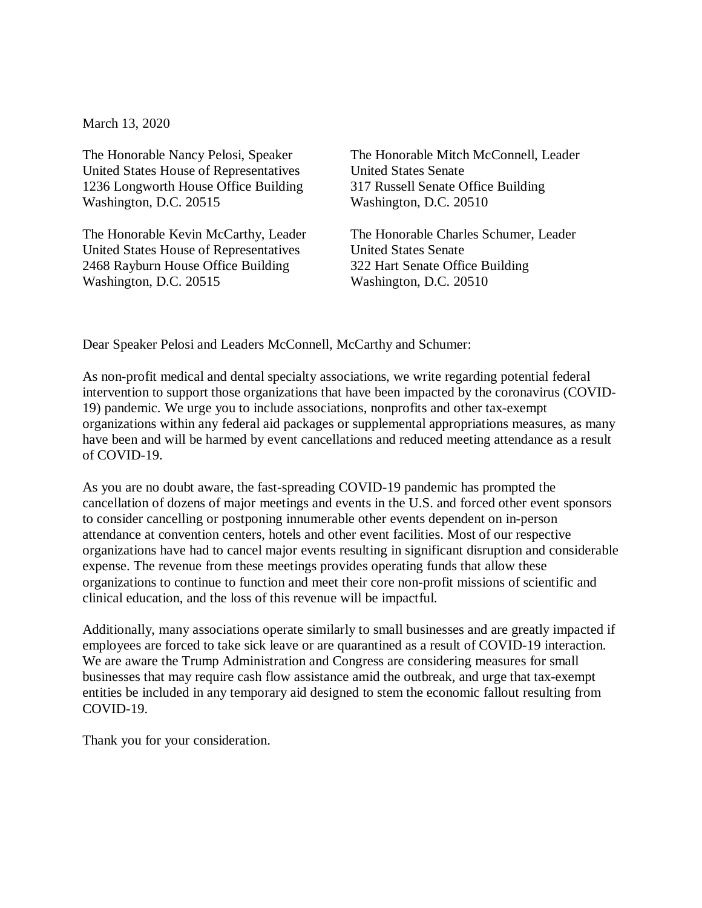March 13, 2020

The Honorable Nancy Pelosi, Speaker
United States House of Representatives
1236 Longworth House Office Building
Washington, D.C. 20515

The Honorable Kevin McCarthy, Leader
United States House of Representatives
2468 Rayburn House Office Building
Washington, D.C. 20515

The Honorable Mitch McConnell, Leader
United States Senate
317 Russell Senate Office Building
Washington, D.C. 20510

The Honorable Charles Schumer, Leader
United States Senate
322 Hart Senate Office Building
Washington, D.C. 20510

Dear Speaker Pelosi and Leaders McConnell, McCarthy and Schumer:

As non-profit medical and dental specialty associations, we write regarding potential federal intervention to support those organizations that have been impacted by the coronavirus (COVID-19) pandemic. We urge you to include associations, nonprofits and other tax-exempt organizations within any federal aid packages or supplemental appropriations measures, as many have been and will be harmed by event cancellations and reduced meeting attendance as a result of COVID-19.

As you are no doubt aware, the fast-spreading COVID-19 pandemic has prompted the cancellation of dozens of major meetings and events in the U.S. and forced other event sponsors to consider cancelling or postponing innumerable other events dependent on in-person attendance at convention centers, hotels and other event facilities. Most of our respective organizations have had to cancel major events resulting in significant disruption and considerable expense. The revenue from these meetings provides operating funds that allow these organizations to continue to function and meet their core non-profit missions of scientific and clinical education, and the loss of this revenue will be impactful.

Additionally, many associations operate similarly to small businesses and are greatly impacted if employees are forced to take sick leave or are quarantined as a result of COVID-19 interaction. We are aware the Trump Administration and Congress are considering measures for small businesses that may require cash flow assistance amid the outbreak, and urge that tax-exempt entities be included in any temporary aid designed to stem the economic fallout resulting from COVID-19.

Thank you for your consideration.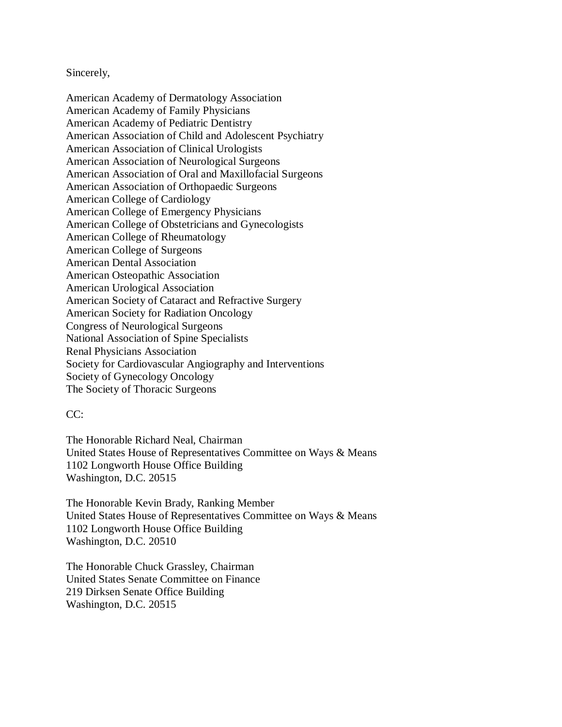Sincerely,

American Academy of Dermatology Association
American Academy of Family Physicians
American Academy of Pediatric Dentistry
American Association of Child and Adolescent Psychiatry
American Association of Clinical Urologists
American Association of Neurological Surgeons
American Association of Oral and Maxillofacial Surgeons
American Association of Orthopaedic Surgeons
American College of Cardiology
American College of Emergency Physicians
American College of Obstetricians and Gynecologists
American College of Rheumatology
American College of Surgeons
American Dental Association
American Osteopathic Association
American Urological Association
American Society of Cataract and Refractive Surgery
American Society for Radiation Oncology
Congress of Neurological Surgeons
National Association of Spine Specialists
Renal Physicians Association
Society for Cardiovascular Angiography and Interventions
Society of Gynecology Oncology
The Society of Thoracic Surgeons

CC:

The Honorable Richard Neal, Chairman
United States House of Representatives Committee on Ways & Means
1102 Longworth House Office Building
Washington, D.C. 20515

The Honorable Kevin Brady, Ranking Member
United States House of Representatives Committee on Ways & Means
1102 Longworth House Office Building
Washington, D.C. 20510

The Honorable Chuck Grassley, Chairman
United States Senate Committee on Finance
219 Dirksen Senate Office Building
Washington, D.C. 20515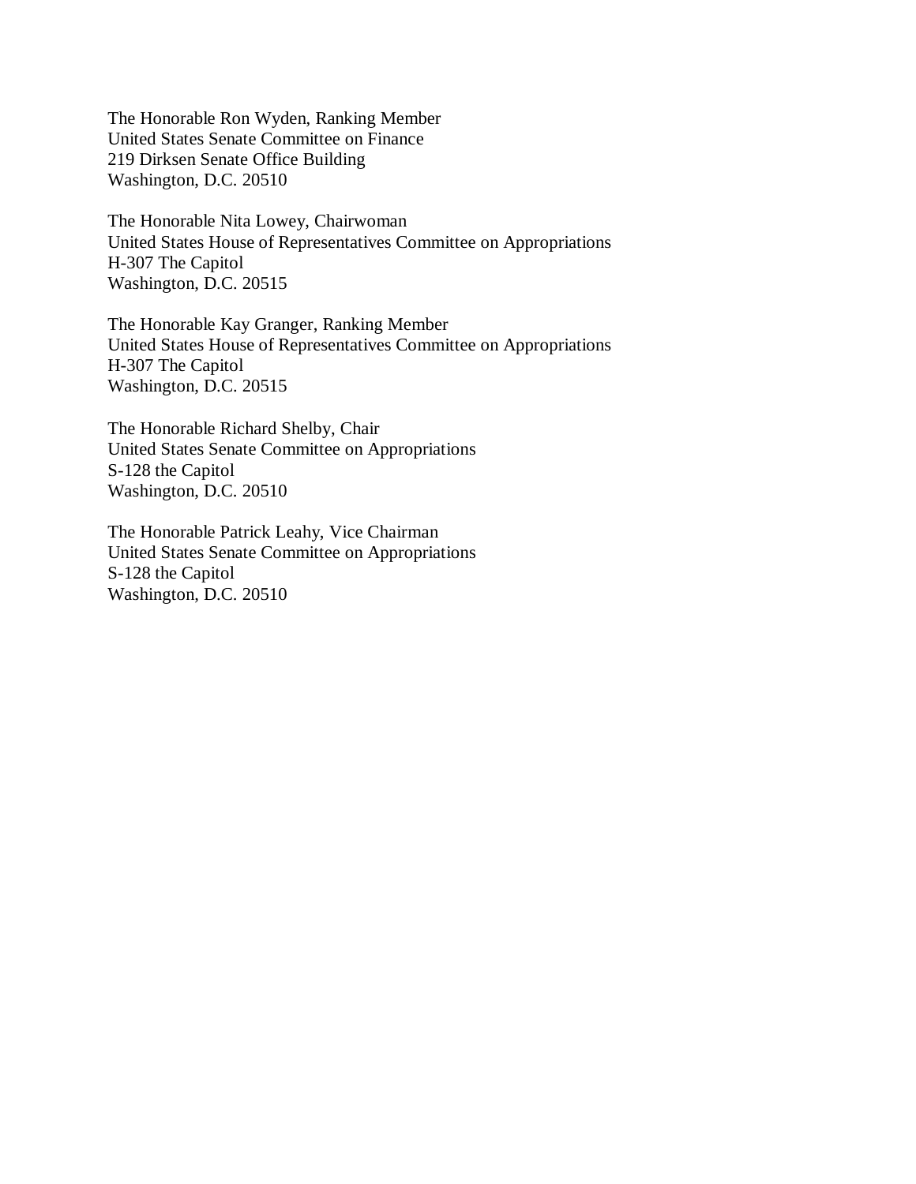The Honorable Ron Wyden, Ranking Member
United States Senate Committee on Finance
219 Dirksen Senate Office Building
Washington, D.C. 20510

The Honorable Nita Lowey, Chairwoman
United States House of Representatives Committee on Appropriations
H-307 The Capitol
Washington, D.C. 20515

The Honorable Kay Granger, Ranking Member
United States House of Representatives Committee on Appropriations
H-307 The Capitol
Washington, D.C. 20515

The Honorable Richard Shelby, Chair
United States Senate Committee on Appropriations
S-128 the Capitol
Washington, D.C. 20510

The Honorable Patrick Leahy, Vice Chairman
United States Senate Committee on Appropriations
S-128 the Capitol
Washington, D.C. 20510